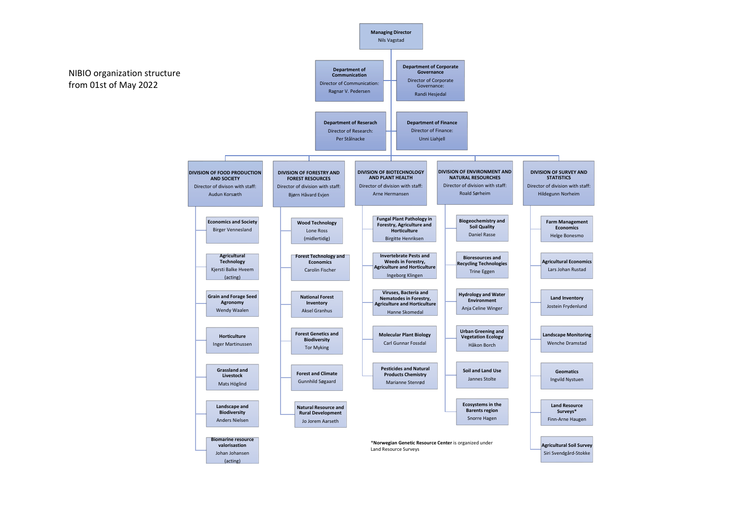# NIBIO organization structure from 01st of May 2022

**Managing Director**
Nils Vagstad

**Department of Communication**
Director of Communication: Ragnar V. Pedersen

**Department of Corporate Governance**
Director of Corporate Governance: Randi Hesjedal

**Department of Reserach**
Director of Research: Per Stålnacke

**Department of Finance**
Director of Finance: Unni Liahjell

## DIVISION OF FOOD PRODUCTION AND SOCIETY
Director of divison with staff: Audun Korsæth

- **Economics and Society** – Birger Vennesland
- **Agricultural Technology** – Kjersti Balke Hveem (acting)
- **Grain and Forage Seed Agronomy** – Wendy Waalen
- **Horticulture** – Inger Martinussen
- **Grassland and Livestock** – Mats Höglind
- **Landscape and Biodiversity** – Anders Nielsen
- **Biomarine resource valorisastion** – Johan Johansen (acting)

## DIVISION OF FORESTRY AND FOREST RESOURCES
Director of division with staff: Bjørn Håvard Evjen

- **Wood Technology** – Lone Ross (midlertidig)
- **Forest Technology and Economics** – Carolin Fischer
- **National Forest Inventory** – Aksel Granhus
- **Forest Genetics and Biodiversity** – Tor Myking
- **Forest and Climate** – Gunnhild Søgaard
- **Natural Resource and Rural Development** – Jo Jorem Aarseth

## DIVISION OF BIOTECHNOLOGY AND PLANT HEALTH
Director of division with staff: Arne Hermansen

- **Fungal Plant Pathology in Forestry, Agriculture and Horticulture** – Birgitte Henriksen
- **Invertebrate Pests and Weeds in Forestry, Agriculture and Horticulture** – Ingeborg Klingen
- **Viruses, Bacteria and Nematodes in Forestry, Agriculture and Horticulture** – Hanne Skomedal
- **Molecular Plant Biology** – Carl Gunnar Fossdal
- **Pesticides and Natural Products Chemistry** – Marianne Stenrød

## DIVISION OF ENVIRONMENT AND NATURAL RESOURCHES
Director of division with staff: Roald Sørheim

- **Biogeochemistry and Soil Quality** – Daniel Rasse
- **Bioresources and Recycling Technologies** – Trine Eggen
- **Hydrology and Water Environment** – Anja Celine Winger
- **Urban Greening and Vegetation Ecology** – Håkon Borch
- **Soil and Land Use** – Jannes Stolte
- **Ecosystems in the Barents region** – Snorre Hagen

## DIVISION OF SURVEY AND STATISTICS
Director of division with staff: Hildegunn Norheim

- **Farm Management Economics** – Helge Bonesmo
- **Agricultural Economics** – Lars Johan Rustad
- **Land Inventory** – Jostein Frydenlund
- **Landscape Monitoring** – Wenche Dramstad
- **Geomatics** – Ingvild Nystuen
- **Land Resource Surveys*** – Finn-Arne Haugen
- **Agricultural Soil Survey** – Siri Svendgård-Stokke

*__Norwegian Genetic Resource Center__ is organized under Land Resource Surveys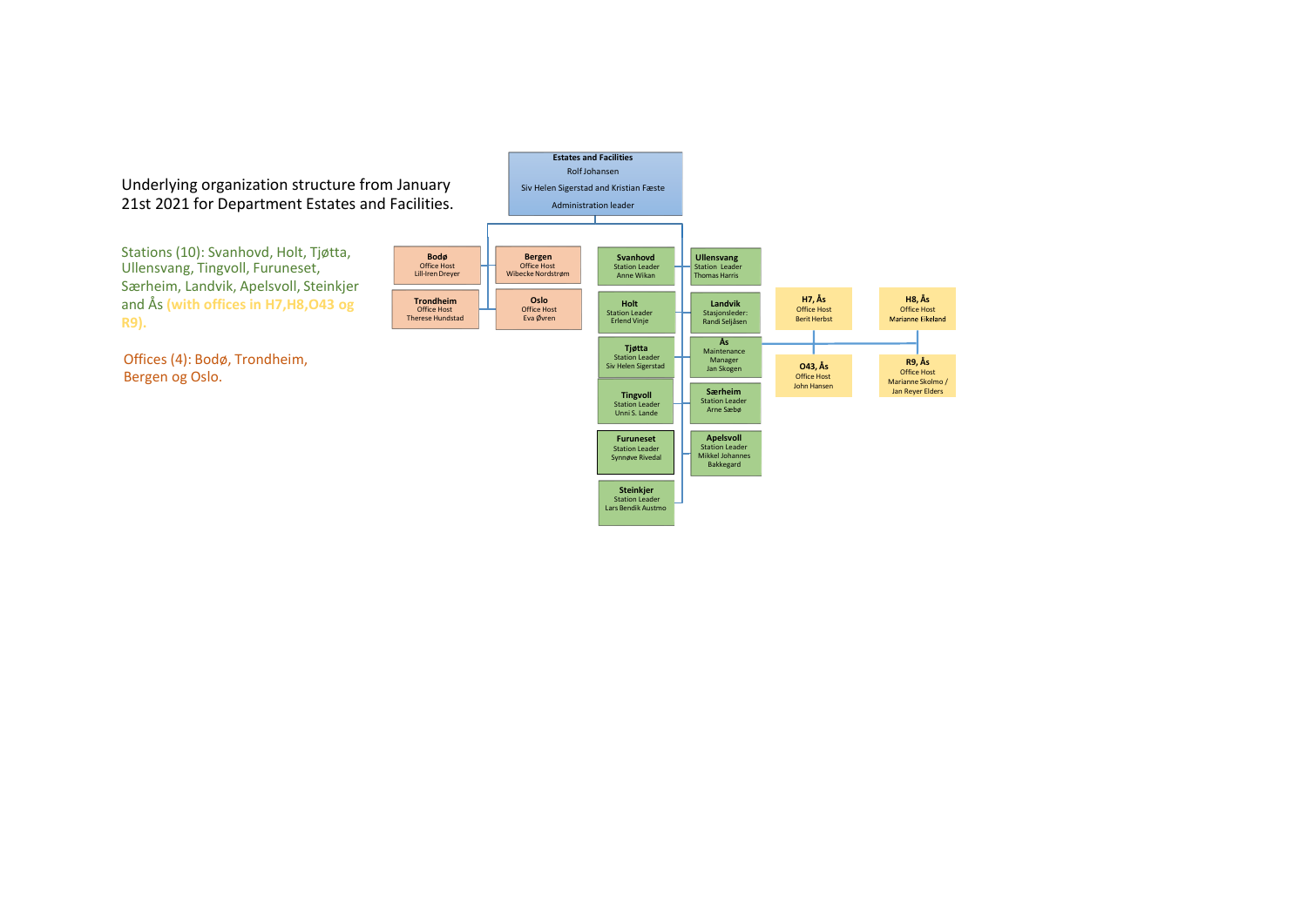Underlying organization structure from January 21st 2021 for Department Estates and Facilities.

Stations (10): Svanhovd, Holt, Tjøtta, Ullensvang, Tingvoll, Furuneset, Særheim, Landvik, Apelsvoll, Steinkjer and Ås (with offices in H7,H8,O43 og R9).

Offices (4): Bodø, Trondheim, Bergen og Oslo.

**Estates and Facilities**
Rolf Johansen
Siv Helen Sigerstad and Kristian Fæste
Administration leader

**Bodø**
Office Host
Lill-Iren Dreyer

**Bergen**
Office Host
Wibecke Nordstrøm

**Trondheim**
Office Host
Therese Hundstad

**Oslo**
Office Host
Eva Øvren

**Svanhovd**
Station Leader
Anne Wikan

**Ullensvang**
Station Leader
Thomas Harris

**Holt**
Station Leader
Erlend Vinje

**Landvik**
Stasjonsleder:
Randi Seljåsen

**Tjøtta**
Station Leader
Siv Helen Sigerstad

**Ås**
Maintenance Manager
Jan Skogen

**Tingvoll**
Station Leader
Unni S. Lande

**Særheim**
Station Leader
Arne Sæbø

**Furuneset**
Station Leader
Synnøve Rivedal

**Apelsvoll**
Station Leader
Mikkel Johannes Bakkegard

**Steinkjer**
Station Leader
Lars Bendik Austmo

**H7, Ås**
Office Host
Berit Herbst

**H8, Ås**
Office Host
Marianne Eikeland

**O43, Ås**
Office Host
John Hansen

**R9, Ås**
Office Host
Marianne Skolmo / Jan Reyer Elders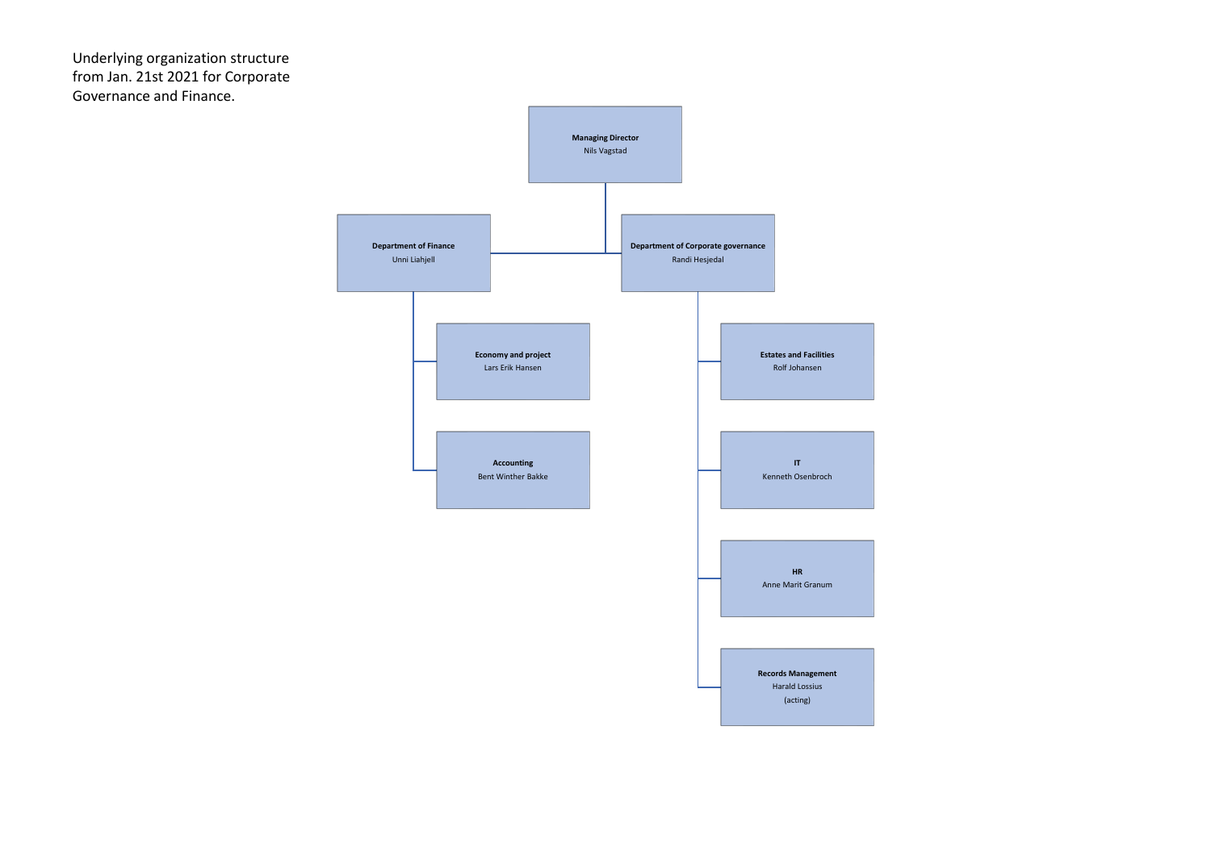Underlying organization structure from Jan. 21st 2021 for Corporate Governance and Finance.

**Managing Director**
Nils Vagstad

**Department of Finance**
Unni Liahjell

**Economy and project**
Lars Erik Hansen

**Accounting**
Bent Winther Bakke

**Department of Corporate governance**
Randi Hesjedal

**Estates and Facilities**
Rolf Johansen

**IT**
Kenneth Osenbroch

**HR**
Anne Marit Granum

**Records Management**
Harald Lossius
(acting)